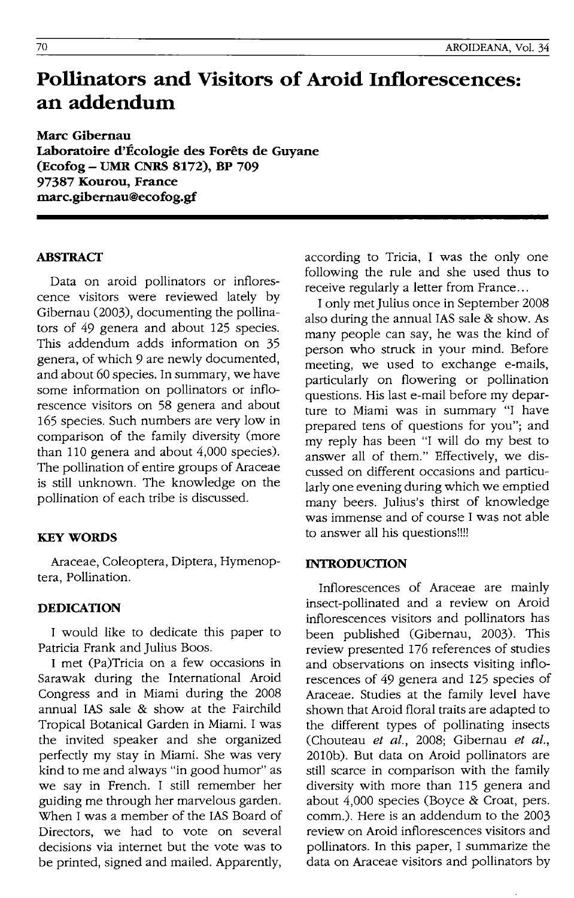# Pollinators and Visitors of Aroid Inflorescences: an addendum

**Marc Gibernau**
**Laboratoire d'Écologie des Forêts de Guyane (Ecofog – UMR CNRS 8172), BP 709 97387 Kourou, France**
**marc.gibernau@ecofog.gf**

## ABSTRACT

Data on aroid pollinators or inflorescence visitors were reviewed lately by Gibernau (2003), documenting the pollinators of 49 genera and about 125 species. This addendum adds information on 35 genera, of which 9 are newly documented, and about 60 species. In summary, we have some information on pollinators or inflorescence visitors on 58 genera and about 165 species. Such numbers are very low in comparison of the family diversity (more than 110 genera and about 4,000 species). The pollination of entire groups of Araceae is still unknown. The knowledge on the pollination of each tribe is discussed.

## KEY WORDS

Araceae, Coleoptera, Diptera, Hymenoptera, Pollination.

## DEDICATION

I would like to dedicate this paper to Patricia Frank and Julius Boos.

I met (Pa)Tricia on a few occasions in Sarawak during the International Aroid Congress and in Miami during the 2008 annual IAS sale & show at the Fairchild Tropical Botanical Garden in Miami. I was the invited speaker and she organized perfectly my stay in Miami. She was very kind to me and always "in good humor" as we say in French. I still remember her guiding me through her marvelous garden. When I was a member of the IAS Board of Directors, we had to vote on several decisions via internet but the vote was to be printed, signed and mailed. Apparently, according to Tricia, I was the only one following the rule and she used thus to receive regularly a letter from France...

I only met Julius once in September 2008 also during the annual IAS sale & show. As many people can say, he was the kind of person who struck in your mind. Before meeting, we used to exchange e-mails, particularly on flowering or pollination questions. His last e-mail before my departure to Miami was in summary "I have prepared tens of questions for you"; and my reply has been "I will do my best to answer all of them." Effectively, we discussed on different occasions and particularly one evening during which we emptied many beers. Julius's thirst of knowledge was immense and of course I was not able to answer all his questions!!!!

## INTRODUCTION

Inflorescences of Araceae are mainly insect-pollinated and a review on Aroid inflorescences visitors and pollinators has been published (Gibernau, 2003). This review presented 176 references of studies and observations on insects visiting inflorescences of 49 genera and 125 species of Araceae. Studies at the family level have shown that Aroid floral traits are adapted to the different types of pollinating insects (Chouteau *et al.*, 2008; Gibernau *et al.*, 2010b). But data on Aroid pollinators are still scarce in comparison with the family diversity with more than 115 genera and about 4,000 species (Boyce & Croat, pers. comm.). Here is an addendum to the 2003 review on Aroid inflorescences visitors and pollinators. In this paper, I summarize the data on Araceae visitors and pollinators by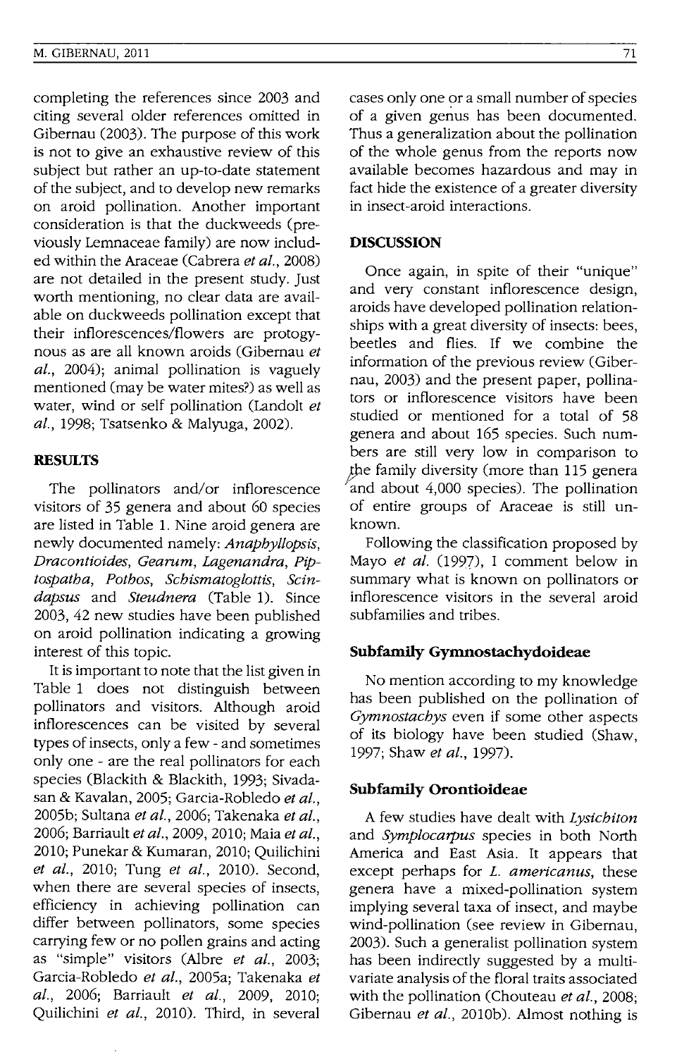completing the references since 2003 and citing several older references omitted in Gibernau (2003). The purpose of this work is not to give an exhaustive review of this subject but rather an up-to-date statement of the subject, and to develop new remarks on aroid pollination. Another important consideration is that the duckweeds (previously Lemnaceae family) are now included within the Araceae (Cabrera *et al.*, 2008) are not detailed in the present study. Just worth mentioning, no clear data are available on duckweeds pollination except that their inflorescences/flowers are protogynous as are all known aroids (Gibernau *et al.*, 2004); animal pollination is vaguely mentioned (may be water mites?) as well as water, wind or self pollination (Landolt *et al.*, 1998; Tsatsenko & Malyuga, 2002).

## RESULTS

The pollinators and/or inflorescence visitors of 35 genera and about 60 species are listed in Table 1. Nine aroid genera are newly documented namely: *Anaphyllopsis*, *Dracontioides*, *Gearum*, *Lagenandra*, *Piptospatha*, *Pothos*, *Schismatoglottis*, *Scindapsus* and *Steudnera* (Table 1). Since 2003, 42 new studies have been published on aroid pollination indicating a growing interest of this topic.

It is important to note that the list given in Table 1 does not distinguish between pollinators and visitors. Although aroid inflorescences can be visited by several types of insects, only a few - and sometimes only one - are the real pollinators for each species (Blackith & Blackith, 1993; Sivadasan & Kavalan, 2005; Garcia-Robledo *et al.*, 2005b; Sultana *et al.*, 2006; Takenaka *et al.*, 2006; Barriault *et al.*, 2009, 2010; Maia *et al.*, 2010; Punekar & Kumaran, 2010; Quilichini *et al.*, 2010; Tung *et al.*, 2010). Second, when there are several species of insects, efficiency in achieving pollination can differ between pollinators, some species carrying few or no pollen grains and acting as "simple" visitors (Albre *et al.*, 2003; Garcia-Robledo *et al.*, 2005a; Takenaka *et al.*, 2006; Barriault *et al.*, 2009, 2010; Quilichini *et al.*, 2010). Third, in several cases only one or a small number of species of a given genus has been documented. Thus a generalization about the pollination of the whole genus from the reports now available becomes hazardous and may in fact hide the existence of a greater diversity in insect-aroid interactions.

## DISCUSSION

Once again, in spite of their "unique" and very constant inflorescence design, aroids have developed pollination relationships with a great diversity of insects: bees, beetles and flies. If we combine the information of the previous review (Gibernau, 2003) and the present paper, pollinators or inflorescence visitors have been studied or mentioned for a total of 58 genera and about 165 species. Such numbers are still very low in comparison to the family diversity (more than 115 genera and about 4,000 species). The pollination of entire groups of Araceae is still unknown.

Following the classification proposed by Mayo *et al.* (1997), I comment below in summary what is known on pollinators or inflorescence visitors in the several aroid subfamilies and tribes.

### Subfamily Gymnostachydoideae

No mention according to my knowledge has been published on the pollination of *Gymnostachys* even if some other aspects of its biology have been studied (Shaw, 1997; Shaw *et al.*, 1997).

### Subfamily Orontioideae

A few studies have dealt with *Lysichiton* and *Symplocarpus* species in both North America and East Asia. It appears that except perhaps for *L. americanus*, these genera have a mixed-pollination system implying several taxa of insect, and maybe wind-pollination (see review in Gibernau, 2003). Such a generalist pollination system has been indirectly suggested by a multivariate analysis of the floral traits associated with the pollination (Chouteau *et al.*, 2008; Gibernau *et al.*, 2010b). Almost nothing is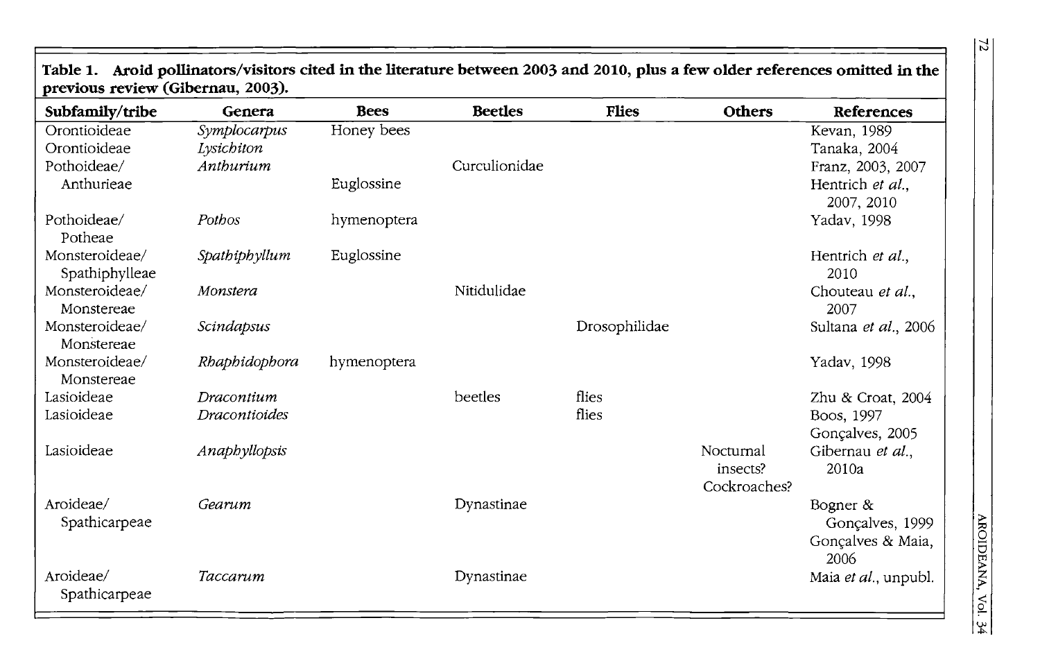**Table 1. Aroid pollinators/visitors cited in the literature between 2003 and 2010, plus a few older references omitted in the previous review (Gibernau, 2003).**

| Subfamily/tribe | Genera | Bees | Beetles | Flies | Others | References |
|---|---|---|---|---|---|---|
| Orontioideae | *Symplocarpus* | Honey bees | | | | Kevan, 1989 |
| Orontioideae | *Lysichiton* | | | | | Tanaka, 2004 |
| Pothoideae/ Anthurieae | *Anthurium* | | Curculionidae | | | Franz, 2003, 2007 |
| | | Euglossine | | | | Hentrich *et al.*, 2007, 2010 |
| Pothoideae/ Potheae | *Pothos* | hymenoptera | | | | Yadav, 1998 |
| Monsteroideae/ Spathiphylleae | *Spathiphyllum* | Euglossine | | | | Hentrich *et al.*, 2010 |
| Monsteroideae/ Monstereae | *Monstera* | | Nitidulidae | | | Chouteau *et al.*, 2007 |
| Monsteroideae/ Monstereae | *Scindapsus* | | | Drosophilidae | | Sultana *et al.*, 2006 |
| Monsteroideae/ Monstereae | *Rhaphidophora* | hymenoptera | | | | Yadav, 1998 |
| Lasioideae | *Dracontium* | | beetles | flies | | Zhu & Croat, 2004 |
| Lasioideae | *Dracontioides* | | | flies | | Boos, 1997<br>Gonçalves, 2005 |
| Lasioideae | *Anaphyllopsis* | | | | Nocturnal insects? Cockroaches? | Gibernau *et al.*, 2010a |
| Aroideae/ Spathicarpeae | *Gearum* | | Dynastinae | | | Bogner & Gonçalves, 1999<br>Gonçalves & Maia, 2006 |
| Aroideae/ Spathicarpeae | *Taccarum* | | Dynastinae | | | Maia *et al.*, unpubl. |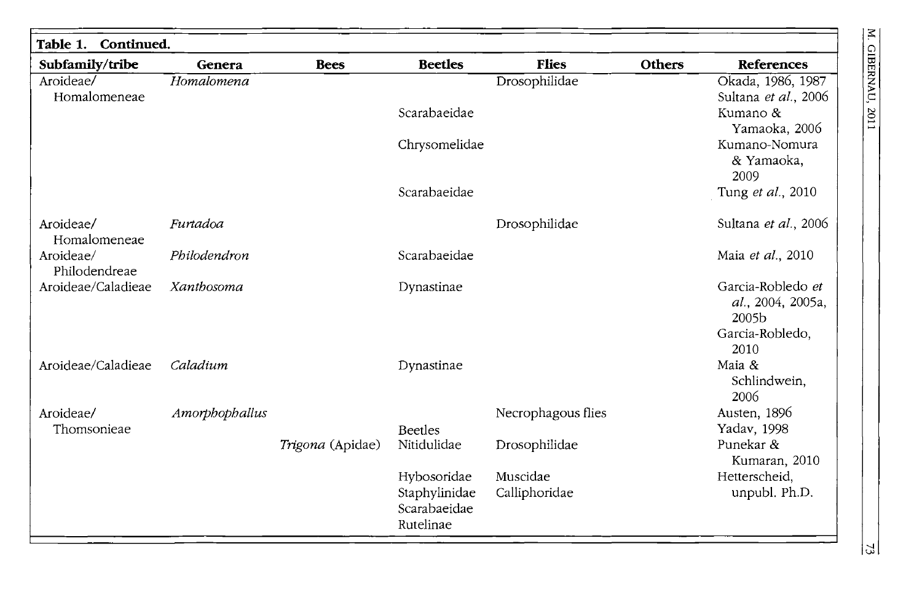**Table 1. Continued.**

| Subfamily/tribe | Genera | Bees | Beetles | Flies | Others | References |
|---|---|---|---|---|---|---|
| Aroideae/ Homalomeneae | *Homalomena* | | | Drosophilidae | | Okada, 1986, 1987 Sultana *et al.*, 2006 |
| | | | Scarabaeidae | | | Kumano & Yamaoka, 2006 |
| | | | Chrysomelidae | | | Kumano-Nomura & Yamaoka, 2009 |
| | | | Scarabaeidae | | | Tung *et al.*, 2010 |
| Aroideae/ Homalomeneae | *Furtadoa* | | | Drosophilidae | | Sultana *et al.*, 2006 |
| Aroideae/ Philodendreae | *Philodendron* | | Scarabaeidae | | | Maia *et al.*, 2010 |
| Aroideae/Caladieae | *Xanthosoma* | | Dynastinae | | | Garcia-Robledo *et al.*, 2004, 2005a, 2005b Garcia-Robledo, 2010 |
| Aroideae/Caladieae | *Caladium* | | Dynastinae | | | Maia & Schlindwein, 2006 |
| Aroideae/ Thomsonieae | *Amorphophallus* | | | Necrophagous flies | | Austen, 1896 |
| | | | Beetles | | | Yadav, 1998 |
| | | *Trigona* (Apidae) | Nitidulidae | Drosophilidae | | Punekar & Kumaran, 2010 |
| | | | Hybosoridae Staphylinidae Scarabaeidae Rutelinae | Muscidae Calliphoridae | | Hetterscheid, unpubl. Ph.D. |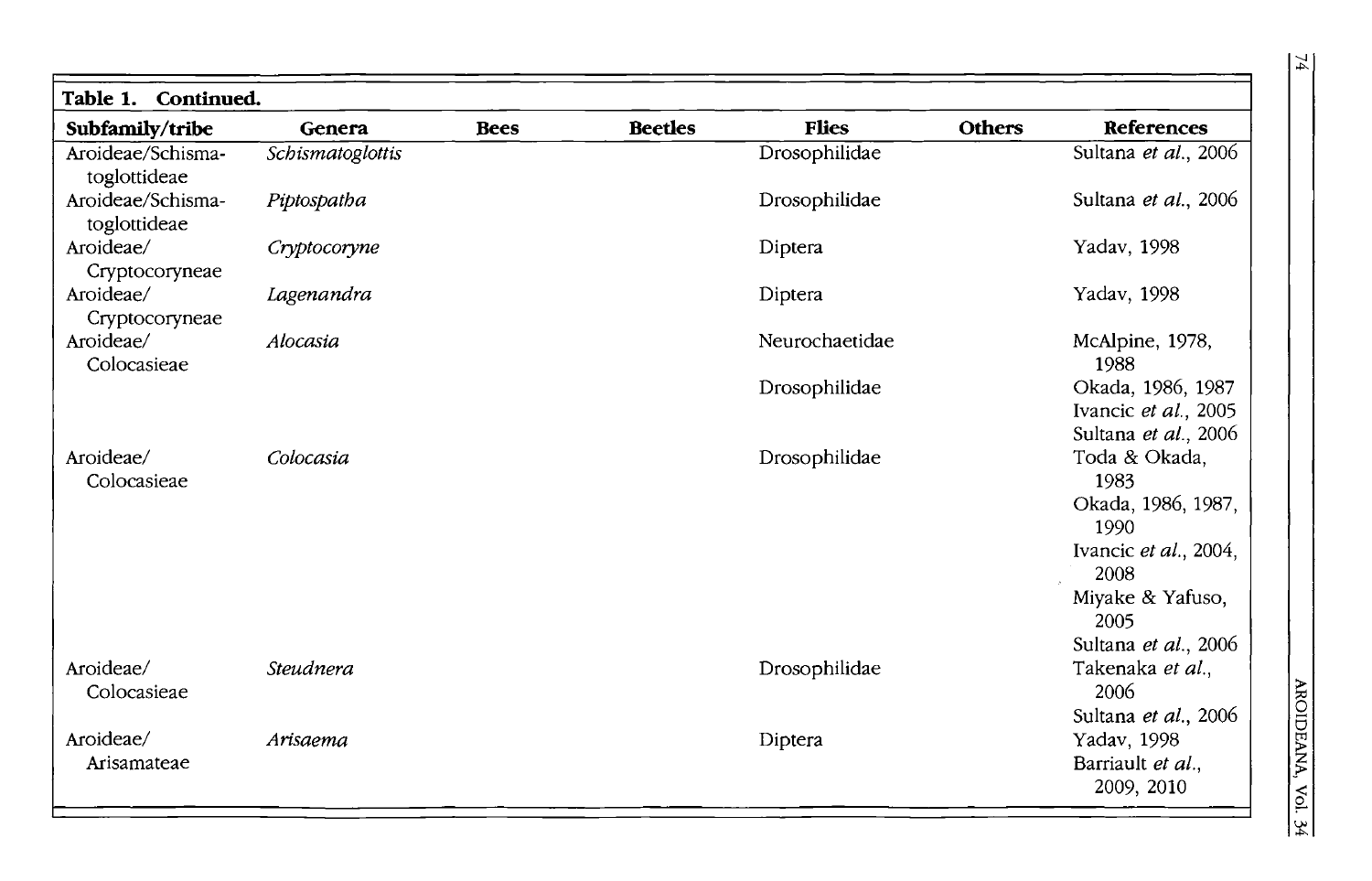**Table 1. Continued.**

| Subfamily/tribe | Genera | Bees | Beetles | Flies | Others | References |
|---|---|---|---|---|---|---|
| Aroideae/Schismatoglottideae | *Schismatoglottis* | | | Drosophilidae | | Sultana *et al.*, 2006 |
| Aroideae/Schismatoglottideae | *Piptospatha* | | | Drosophilidae | | Sultana *et al.*, 2006 |
| Aroideae/Cryptocoryneae | *Cryptocoryne* | | | Diptera | | Yadav, 1998 |
| Aroideae/Cryptocoryneae | *Lagenandra* | | | Diptera | | Yadav, 1998 |
| Aroideae/Colocasieae | *Alocasia* | | | Neurochaetidae | | McAlpine, 1978, 1988 |
| | | | | Drosophilidae | | Okada, 1986, 1987<br>Ivancic *et al.*, 2005<br>Sultana *et al.*, 2006 |
| Aroideae/Colocasieae | *Colocasia* | | | Drosophilidae | | Toda & Okada, 1983<br>Okada, 1986, 1987, 1990<br>Ivancic *et al.*, 2004, 2008<br>Miyake & Yafuso, 2005<br>Sultana *et al.*, 2006 |
| Aroideae/Colocasieae | *Steudnera* | | | Drosophilidae | | Takenaka *et al.*, 2006<br>Sultana *et al.*, 2006 |
| Aroideae/Arisamateae | *Arisaema* | | | Diptera | | Yadav, 1998<br>Barriault *et al.*, 2009, 2010 |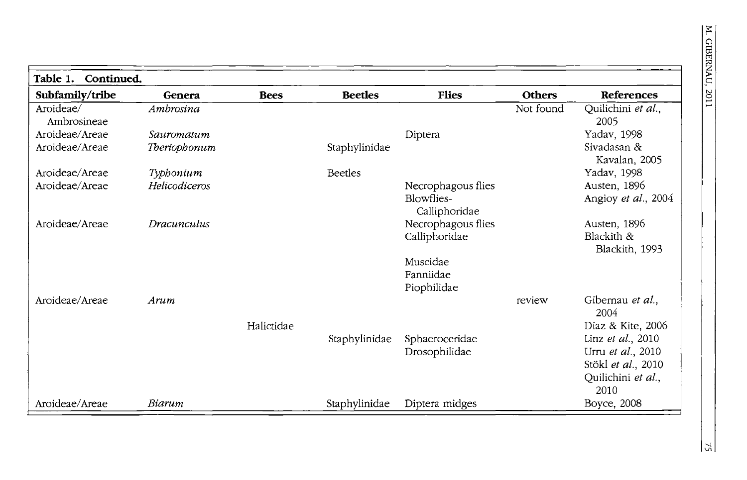**Table 1. Continued.**

| Subfamily/tribe | Genera | Bees | Beetles | Flies | Others | References |
|---|---|---|---|---|---|---|
| Aroideae/ Ambrosineae | *Ambrosina* | | | | Not found | Quilichini *et al.*, 2005 |
| Aroideae/Areae | *Sauromatum* | | | Diptera | | Yadav, 1998 |
| Aroideae/Areae | *Theriophonum* | | Staphylinidae | | | Sivadasan & Kavalan, 2005 |
| Aroideae/Areae | *Typhonium* | | Beetles | | | Yadav, 1998 |
| Aroideae/Areae | *Helicodiceros* | | | Necrophagous flies | | Austen, 1896 |
| | | | | Blowflies- Calliphoridae | | Angioy *et al.*, 2004 |
| Aroideae/Areae | *Dracunculus* | | | Necrophagous flies | | Austen, 1896 |
| | | | | Calliphoridae | | Blackith & Blackith, 1993 |
| | | | | Muscidae | | |
| | | | | Fanniidae | | |
| | | | | Piophilidae | | |
| Aroideae/Areae | *Arum* | | | | review | Gibernau *et al.*, 2004 |
| | | Halictidae | | | | Diaz & Kite, 2006 |
| | | | Staphylinidae | Sphaeroceridae | | Linz *et al.*, 2010 |
| | | | | Drosophilidae | | Urru *et al.*, 2010 |
| | | | | | | Stökl *et al.*, 2010 |
| | | | | | | Quilichini *et al.*, 2010 |
| Aroideae/Areae | *Biarum* | | Staphylinidae | Diptera midges | | Boyce, 2008 |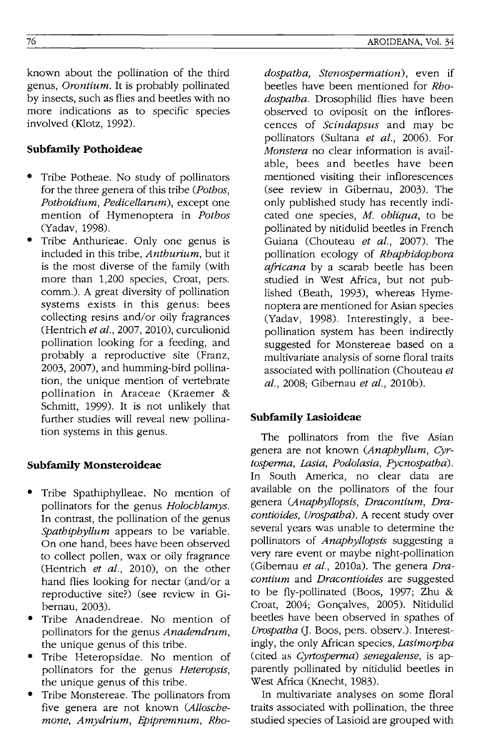known about the pollination of the third genus, *Orontium*. It is probably pollinated by insects, such as flies and beetles with no more indications as to specific species involved (Klotz, 1992).

### Subfamily Pothoideae

- Tribe Potheae. No study of pollinators for the three genera of this tribe (*Pothos*, *Pothoidium*, *Pedicellarum*), except one mention of Hymenoptera in *Pothos* (Yadav, 1998).
- Tribe Anthurieae. Only one genus is included in this tribe, *Anthurium*, but it is the most diverse of the family (with more than 1,200 species, Croat, pers. comm.). A great diversity of pollination systems exists in this genus: bees collecting resins and/or oily fragrances (Hentrich *et al.*, 2007, 2010), curculionid pollination looking for a feeding, and probably a reproductive site (Franz, 2003, 2007), and humming-bird pollination, the unique mention of vertebrate pollination in Araceae (Kraemer & Schmitt, 1999). It is not unlikely that further studies will reveal new pollination systems in this genus.

### Subfamily Monsteroideae

- Tribe Spathiphylleae. No mention of pollinators for the genus *Holochlamys*. In contrast, the pollination of the genus *Spathiphyllum* appears to be variable. On one hand, bees have been observed to collect pollen, wax or oily fragrance (Hentrich *et al.*, 2010), on the other hand flies looking for nectar (and/or a reproductive site?) (see review in Gibernau, 2003).
- Tribe Anadendreae. No mention of pollinators for the genus *Anadendrum*, the unique genus of this tribe.
- Tribe Heteropsidae. No mention of pollinators for the genus *Heteropsis*, the unique genus of this tribe.
- Tribe Monstereae. The pollinators from five genera are not known (*Alloschemone*, *Amydrium*, *Epipremnum*, *Rhodospatha*, *Stenospermation*), even if beetles have been mentioned for *Rhodospatha*. Drosophilid flies have been observed to oviposit on the inflorescences of *Scindapsus* and may be pollinators (Sultana *et al.*, 2006). For *Monstera* no clear information is available, bees and beetles have been mentioned visiting their inflorescences (see review in Gibernau, 2003). The only published study has recently indicated one species, *M. obliqua*, to be pollinated by nitidulid beetles in French Guiana (Chouteau *et al.*, 2007). The pollination ecology of *Rhaphidophora africana* by a scarab beetle has been studied in West Africa, but not published (Beath, 1993), whereas Hymenoptera are mentioned for Asian species (Yadav, 1998). Interestingly, a bee-pollination system has been indirectly suggested for Monstereae based on a multivariate analysis of some floral traits associated with pollination (Chouteau *et al.*, 2008; Gibernau *et al.*, 2010b).

### Subfamily Lasioideae

The pollinators from the five Asian genera are not known (*Anaphyllum*, *Cyrtosperma*, *Lasia*, *Podolasia*, *Pycnospatha*). In South America, no clear data are available on the pollinators of the four genera (*Anaphyllopsis*, *Dracontium*, *Dracontioides*, *Urospatha*). A recent study over several years was unable to determine the pollinators of *Anaphyllopsis* suggesting a very rare event or maybe night-pollination (Gibernau *et al.*, 2010a). The genera *Dracontium* and *Dracontioides* are suggested to be fly-pollinated (Boos, 1997; Zhu & Croat, 2004; Gonçalves, 2005). Nitidulid beetles have been observed in spathes of *Urospatha* (J. Boos, pers. observ.). Interestingly, the only African species, *Lasimorpha* (cited as *Cyrtosperma*) *senegalense*, is apparently pollinated by nitidulid beetles in West Africa (Knecht, 1983).

In multivariate analyses on some floral traits associated with pollination, the three studied species of Lasioid are grouped with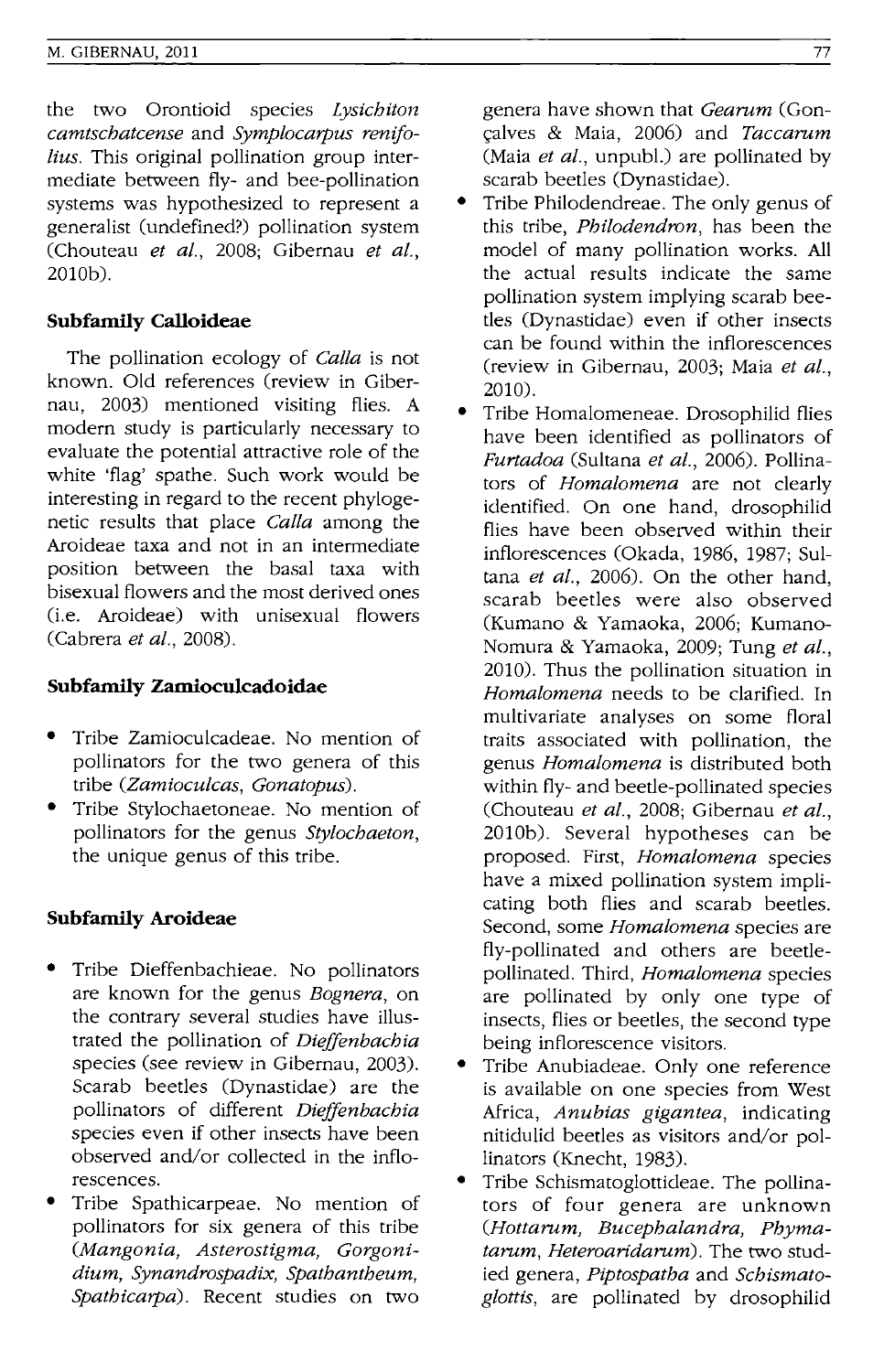the two Orontioid species *Lysichiton camtschatcense* and *Symplocarpus renifolius*. This original pollination group intermediate between fly- and bee-pollination systems was hypothesized to represent a generalist (undefined?) pollination system (Chouteau *et al.*, 2008; Gibernau *et al.*, 2010b).

### Subfamily Calloideae

The pollination ecology of *Calla* is not known. Old references (review in Gibernau, 2003) mentioned visiting flies. A modern study is particularly necessary to evaluate the potential attractive role of the white 'flag' spathe. Such work would be interesting in regard to the recent phylogenetic results that place *Calla* among the Aroideae taxa and not in an intermediate position between the basal taxa with bisexual flowers and the most derived ones (i.e. Aroideae) with unisexual flowers (Cabrera *et al.*, 2008).

### Subfamily Zamioculcadoidae

- Tribe Zamioculcadeae. No mention of pollinators for the two genera of this tribe (*Zamioculcas, Gonatopus*).
- Tribe Stylochaetoneae. No mention of pollinators for the genus *Stylochaeton*, the unique genus of this tribe.

### Subfamily Aroideae

- Tribe Dieffenbachieae. No pollinators are known for the genus *Bognera*, on the contrary several studies have illustrated the pollination of *Dieffenbachia* species (see review in Gibernau, 2003). Scarab beetles (Dynastidae) are the pollinators of different *Dieffenbachia* species even if other insects have been observed and/or collected in the inflorescences.
- Tribe Spathicarpeae. No mention of pollinators for six genera of this tribe (*Mangonia, Asterostigma, Gorgonidium, Synandrospadix, Spathantheum, Spathicarpa*). Recent studies on two genera have shown that *Gearum* (Gonçalves & Maia, 2006) and *Taccarum* (Maia *et al.*, unpubl.) are pollinated by scarab beetles (Dynastidae).
- Tribe Philodendreae. The only genus of this tribe, *Philodendron*, has been the model of many pollination works. All the actual results indicate the same pollination system implying scarab beetles (Dynastidae) even if other insects can be found within the inflorescences (review in Gibernau, 2003; Maia *et al.*, 2010).
- Tribe Homalomeneae. Drosophilid flies have been identified as pollinators of *Furtadoa* (Sultana *et al.*, 2006). Pollinators of *Homalomena* are not clearly identified. On one hand, drosophilid flies have been observed within their inflorescences (Okada, 1986, 1987; Sultana *et al.*, 2006). On the other hand, scarab beetles were also observed (Kumano & Yamaoka, 2006; Kumano-Nomura & Yamaoka, 2009; Tung *et al.*, 2010). Thus the pollination situation in *Homalomena* needs to be clarified. In multivariate analyses on some floral traits associated with pollination, the genus *Homalomena* is distributed both within fly- and beetle-pollinated species (Chouteau *et al.*, 2008; Gibernau *et al.*, 2010b). Several hypotheses can be proposed. First, *Homalomena* species have a mixed pollination system implicating both flies and scarab beetles. Second, some *Homalomena* species are fly-pollinated and others are beetle-pollinated. Third, *Homalomena* species are pollinated by only one type of insects, flies or beetles, the second type being inflorescence visitors.
- Tribe Anubiadeae. Only one reference is available on one species from West Africa, *Anubias gigantea*, indicating nitidulid beetles as visitors and/or pollinators (Knecht, 1983).
- Tribe Schismatoglottideae. The pollinators of four genera are unknown (*Hottarum, Bucephalandra, Phymatarum, Heteroaridarum*). The two studied genera, *Piptospatha* and *Schismatoglottis*, are pollinated by drosophilid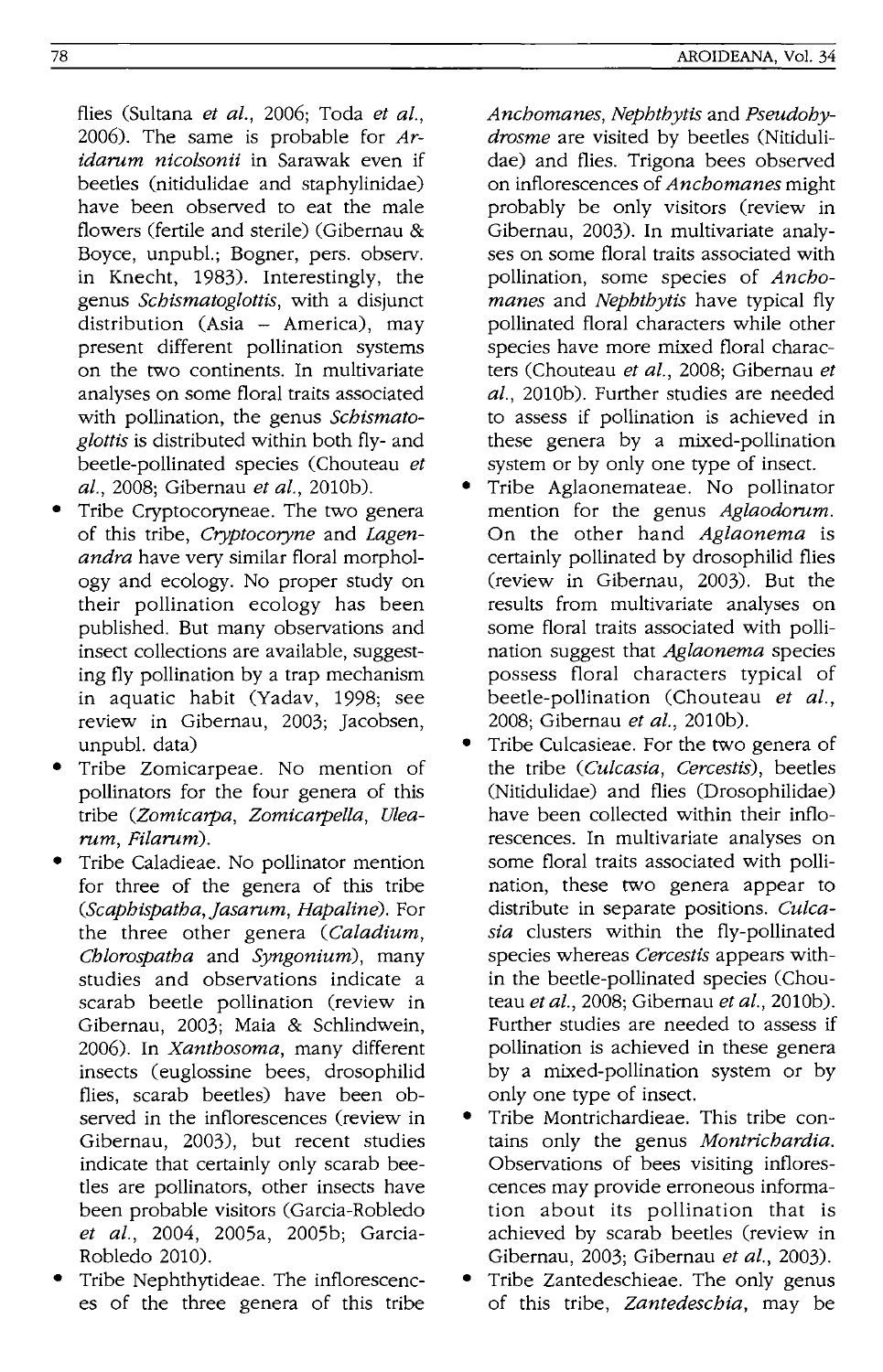flies (Sultana *et al.*, 2006; Toda *et al.*, 2006). The same is probable for *Aridarum nicolsonii* in Sarawak even if beetles (nitidulidae and staphylinidae) have been observed to eat the male flowers (fertile and sterile) (Gibernau & Boyce, unpubl.; Bogner, pers. observ. in Knecht, 1983). Interestingly, the genus *Schismatoglottis*, with a disjunct distribution (Asia – America), may present different pollination systems on the two continents. In multivariate analyses on some floral traits associated with pollination, the genus *Schismatoglottis* is distributed within both fly- and beetle-pollinated species (Chouteau *et al.*, 2008; Gibernau *et al.*, 2010b).

- Tribe Cryptocoryneae. The two genera of this tribe, *Cryptocoryne* and *Lagenandra* have very similar floral morphology and ecology. No proper study on their pollination ecology has been published. But many observations and insect collections are available, suggesting fly pollination by a trap mechanism in aquatic habit (Yadav, 1998; see review in Gibernau, 2003; Jacobsen, unpubl. data)
- Tribe Zomicarpeae. No mention of pollinators for the four genera of this tribe (*Zomicarpa*, *Zomicarpella*, *Ulearum*, *Filarum*).
- Tribe Caladieae. No pollinator mention for three of the genera of this tribe (*Scaphispatha*, *Jasarum*, *Hapaline*). For the three other genera (*Caladium*, *Chlorospatha* and *Syngonium*), many studies and observations indicate a scarab beetle pollination (review in Gibernau, 2003; Maia & Schlindwein, 2006). In *Xanthosoma*, many different insects (euglossine bees, drosophilid flies, scarab beetles) have been observed in the inflorescences (review in Gibernau, 2003), but recent studies indicate that certainly only scarab beetles are pollinators, other insects have been probable visitors (Garcia-Robledo *et al.*, 2004, 2005a, 2005b; Garcia-Robledo 2010).
- Tribe Nephthytideae. The inflorescences of the three genera of this tribe *Anchomanes*, *Nephthytis* and *Pseudohydrosme* are visited by beetles (Nitidulidae) and flies. Trigona bees observed on inflorescences of *Anchomanes* might probably be only visitors (review in Gibernau, 2003). In multivariate analyses on some floral traits associated with pollination, some species of *Anchomanes* and *Nephthytis* have typical fly pollinated floral characters while other species have more mixed floral characters (Chouteau *et al.*, 2008; Gibernau *et al.*, 2010b). Further studies are needed to assess if pollination is achieved in these genera by a mixed-pollination system or by only one type of insect.
- Tribe Aglaonemateae. No pollinator mention for the genus *Aglaodorum*. On the other hand *Aglaonema* is certainly pollinated by drosophilid flies (review in Gibernau, 2003). But the results from multivariate analyses on some floral traits associated with pollination suggest that *Aglaonema* species possess floral characters typical of beetle-pollination (Chouteau *et al.*, 2008; Gibernau *et al.*, 2010b).
- Tribe Culcasieae. For the two genera of the tribe (*Culcasia*, *Cercestis*), beetles (Nitidulidae) and flies (Drosophilidae) have been collected within their inflorescences. In multivariate analyses on some floral traits associated with pollination, these two genera appear to distribute in separate positions. *Culcasia* clusters within the fly-pollinated species whereas *Cercestis* appears within the beetle-pollinated species (Chouteau *et al.*, 2008; Gibernau *et al.*, 2010b). Further studies are needed to assess if pollination is achieved in these genera by a mixed-pollination system or by only one type of insect.
- Tribe Montrichardieae. This tribe contains only the genus *Montrichardia*. Observations of bees visiting inflorescences may provide erroneous information about its pollination that is achieved by scarab beetles (review in Gibernau, 2003; Gibernau *et al.*, 2003).
- Tribe Zantedeschieae. The only genus of this tribe, *Zantedeschia*, may be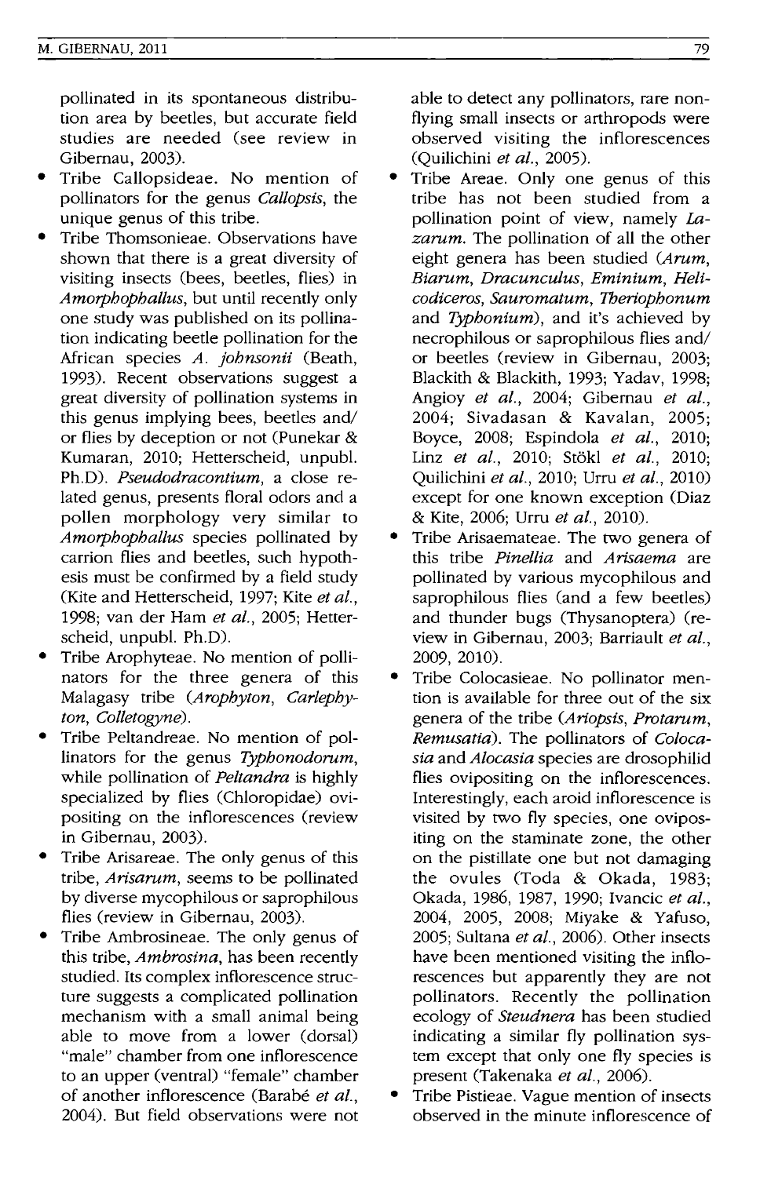pollinated in its spontaneous distribution area by beetles, but accurate field studies are needed (see review in Gibernau, 2003).

- Tribe Callopsideae. No mention of pollinators for the genus *Callopsis*, the unique genus of this tribe.
- Tribe Thomsonieae. Observations have shown that there is a great diversity of visiting insects (bees, beetles, flies) in *Amorphophallus*, but until recently only one study was published on its pollination indicating beetle pollination for the African species *A. johnsonii* (Beath, 1993). Recent observations suggest a great diversity of pollination systems in this genus implying bees, beetles and/or flies by deception or not (Punekar & Kumaran, 2010; Hetterscheid, unpubl. Ph.D). *Pseudodracontium*, a close related genus, presents floral odors and a pollen morphology very similar to *Amorphophallus* species pollinated by carrion flies and beetles, such hypothesis must be confirmed by a field study (Kite and Hetterscheid, 1997; Kite *et al.*, 1998; van der Ham *et al.*, 2005; Hetterscheid, unpubl. Ph.D).
- Tribe Arophyteae. No mention of pollinators for the three genera of this Malagasy tribe (*Arophyton*, *Carlephyton*, *Colletogyne*).
- Tribe Peltandreae. No mention of pollinators for the genus *Typhonodorum*, while pollination of *Peltandra* is highly specialized by flies (Chloropidae) ovipositing on the inflorescences (review in Gibernau, 2003).
- Tribe Arisareae. The only genus of this tribe, *Arisarum*, seems to be pollinated by diverse mycophilous or saprophilous flies (review in Gibernau, 2003).
- Tribe Ambrosineae. The only genus of this tribe, *Ambrosina*, has been recently studied. Its complex inflorescence structure suggests a complicated pollination mechanism with a small animal being able to move from a lower (dorsal) "male" chamber from one inflorescence to an upper (ventral) "female" chamber of another inflorescence (Barabé *et al.*, 2004). But field observations were not able to detect any pollinators, rare non-flying small insects or arthropods were observed visiting the inflorescences (Quilichini *et al.*, 2005).
- Tribe Areae. Only one genus of this tribe has not been studied from a pollination point of view, namely *Lazarum*. The pollination of all the other eight genera has been studied (*Arum*, *Biarum*, *Dracunculus*, *Eminium*, *Helicodiceros*, *Sauromatum*, *Theriophonum* and *Typhonium*), and it's achieved by necrophilous or saprophilous flies and/or beetles (review in Gibernau, 2003; Blackith & Blackith, 1993; Yadav, 1998; Angioy *et al.*, 2004; Gibernau *et al.*, 2004; Sivadasan & Kavalan, 2005; Boyce, 2008; Espindola *et al.*, 2010; Linz *et al.*, 2010; Stökl *et al.*, 2010; Quilichini *et al.*, 2010; Urru *et al.*, 2010) except for one known exception (Diaz & Kite, 2006; Urru *et al.*, 2010).
- Tribe Arisaemateae. The two genera of this tribe *Pinellia* and *Arisaema* are pollinated by various mycophilous and saprophilous flies (and a few beetles) and thunder bugs (Thysanoptera) (review in Gibernau, 2003; Barriault *et al.*, 2009, 2010).
- Tribe Colocasieae. No pollinator mention is available for three out of the six genera of the tribe (*Ariopsis*, *Protarum*, *Remusatia*). The pollinators of *Colocasia* and *Alocasia* species are drosophilid flies ovipositing on the inflorescences. Interestingly, each aroid inflorescence is visited by two fly species, one ovipositing on the staminate zone, the other on the pistillate one but not damaging the ovules (Toda & Okada, 1983; Okada, 1986, 1987, 1990; Ivancic *et al.*, 2004, 2005, 2008; Miyake & Yafuso, 2005; Sultana *et al.*, 2006). Other insects have been mentioned visiting the inflorescences but apparently they are not pollinators. Recently the pollination ecology of *Steudnera* has been studied indicating a similar fly pollination system except that only one fly species is present (Takenaka *et al.*, 2006).
- Tribe Pistieae. Vague mention of insects observed in the minute inflorescence of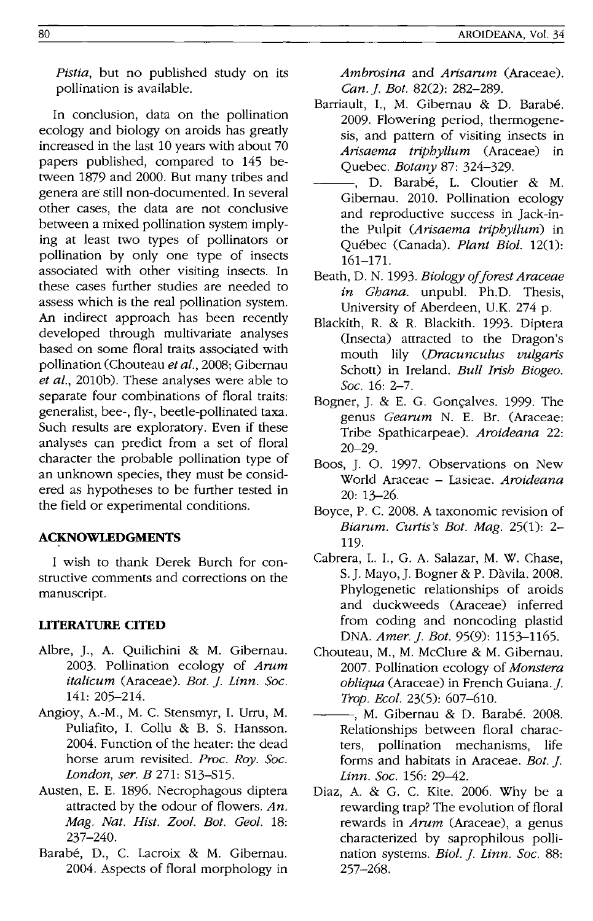*Pistia*, but no published study on its pollination is available.

In conclusion, data on the pollination ecology and biology on aroids has greatly increased in the last 10 years with about 70 papers published, compared to 145 between 1879 and 2000. But many tribes and genera are still non-documented. In several other cases, the data are not conclusive between a mixed pollination system implying at least two types of pollinators or pollination by only one type of insects associated with other visiting insects. In these cases further studies are needed to assess which is the real pollination system. An indirect approach has been recently developed through multivariate analyses based on some floral traits associated with pollination (Chouteau *et al.*, 2008; Gibernau *et al.*, 2010b). These analyses were able to separate four combinations of floral traits: generalist, bee-, fly-, beetle-pollinated taxa. Such results are exploratory. Even if these analyses can predict from a set of floral character the probable pollination type of an unknown species, they must be considered as hypotheses to be further tested in the field or experimental conditions.

## ACKNOWLEDGMENTS

I wish to thank Derek Burch for constructive comments and corrections on the manuscript.

## LITERATURE CITED

Albre, J., A. Quilichini & M. Gibernau. 2003. Pollination ecology of *Arum italicum* (Araceae). *Bot. J. Linn. Soc.* 141: 205–214.

Angioy, A.-M., M. C. Stensmyr, I. Urru, M. Puliafito, I. Collu & B. S. Hansson. 2004. Function of the heater: the dead horse arum revisited. *Proc. Roy. Soc. London, ser. B* 271: S13–S15.

Austen, E. E. 1896. Necrophagous diptera attracted by the odour of flowers. *An. Mag. Nat. Hist. Zool. Bot. Geol.* 18: 237–240.

Barabé, D., C. Lacroix & M. Gibernau. 2004. Aspects of floral morphology in *Ambrosina* and *Arisarum* (Araceae). *Can. J. Bot.* 82(2): 282–289.

Barriault, I., M. Gibernau & D. Barabé. 2009. Flowering period, thermogenesis, and pattern of visiting insects in *Arisaema triphyllum* (Araceae) in Quebec. *Botany* 87: 324–329.

———, D. Barabé, L. Cloutier & M. Gibernau. 2010. Pollination ecology and reproductive success in Jack-in-the Pulpit (*Arisaema triphyllum*) in Québec (Canada). *Plant Biol.* 12(1): 161–171.

Beath, D. N. 1993. *Biology of forest Araceae in Ghana.* unpubl. Ph.D. Thesis, University of Aberdeen, U.K. 274 p.

Blackith, R. & R. Blackith. 1993. Diptera (Insecta) attracted to the Dragon's mouth lily (*Dracunculus vulgaris* Schott) in Ireland. *Bull Irish Biogeo. Soc.* 16: 2–7.

Bogner, J. & E. G. Gonçalves. 1999. The genus *Gearum* N. E. Br. (Araceae: Tribe Spathicarpeae). *Aroideana* 22: 20–29.

Boos, J. O. 1997. Observations on New World Araceae – Lasieae. *Aroideana* 20: 13–26.

Boyce, P. C. 2008. A taxonomic revision of *Biarum*. *Curtis's Bot. Mag.* 25(1): 2–119.

Cabrera, L. I., G. A. Salazar, M. W. Chase, S. J. Mayo, J. Bogner & P. Dàvila. 2008. Phylogenetic relationships of aroids and duckweeds (Araceae) inferred from coding and noncoding plastid DNA. *Amer. J. Bot.* 95(9): 1153–1165.

Chouteau, M., M. McClure & M. Gibernau. 2007. Pollination ecology of *Monstera obliqua* (Araceae) in French Guiana. *J. Trop. Ecol.* 23(5): 607–610.

———, M. Gibernau & D. Barabé. 2008. Relationships between floral characters, pollination mechanisms, life forms and habitats in Araceae. *Bot. J. Linn. Soc.* 156: 29–42.

Diaz, A. & G. C. Kite. 2006. Why be a rewarding trap? The evolution of floral rewards in *Arum* (Araceae), a genus characterized by saprophilous pollination systems. *Biol. J. Linn. Soc.* 88: 257–268.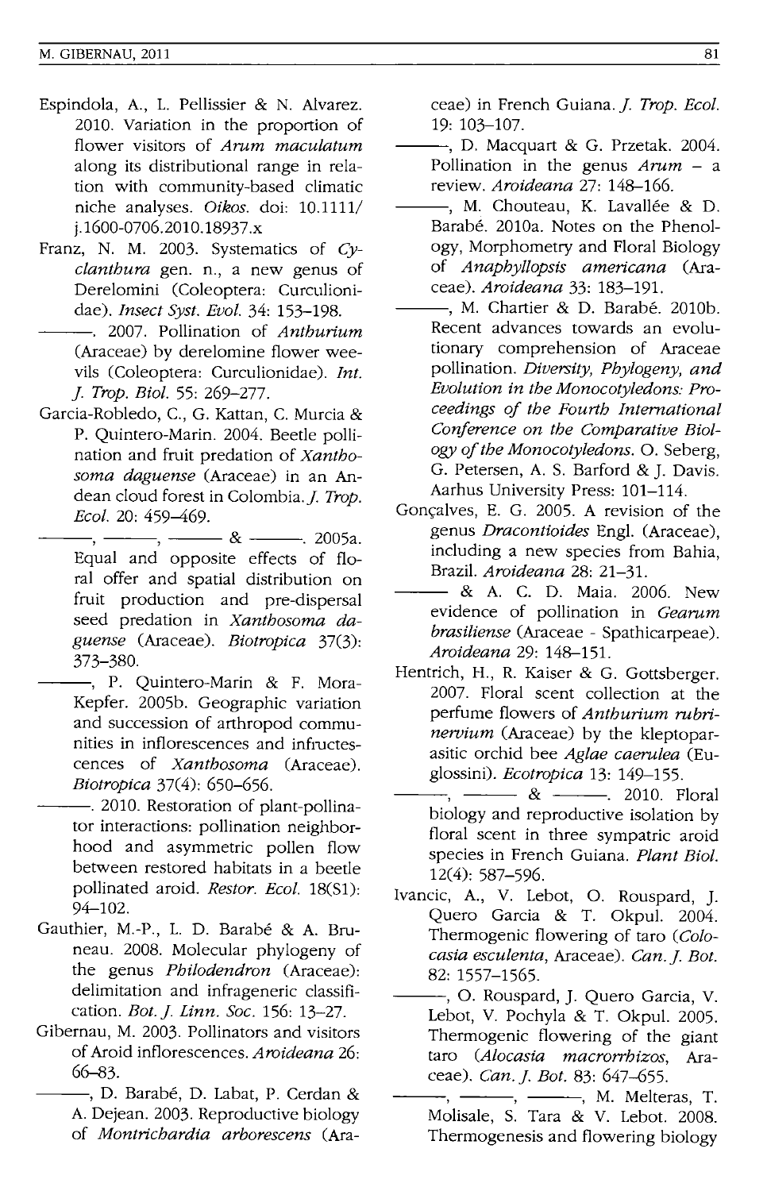Espindola, A., L. Pellissier & N. Alvarez. 2010. Variation in the proportion of flower visitors of *Arum maculatum* along its distributional range in relation with community-based climatic niche analyses. *Oikos*. doi: 10.1111/j.1600-0706.2010.18937.x

Franz, N. M. 2003. Systematics of *Cyclanthura* gen. n., a new genus of Derelomini (Coleoptera: Curculionidae). *Insect Syst. Evol.* 34: 153–198.

———. 2007. Pollination of *Anthurium* (Araceae) by derelomine flower weevils (Coleoptera: Curculionidae). *Int. J. Trop. Biol.* 55: 269–277.

Garcia-Robledo, C., G. Kattan, C. Murcia & P. Quintero-Marin. 2004. Beetle pollination and fruit predation of *Xanthosoma daguense* (Araceae) in an Andean cloud forest in Colombia. *J. Trop. Ecol.* 20: 459–469.

———, ———, ——— & ———. 2005a. Equal and opposite effects of floral offer and spatial distribution on fruit production and pre-dispersal seed predation in *Xanthosoma daguense* (Araceae). *Biotropica* 37(3): 373–380.

———, P. Quintero-Marin & F. Mora-Kepfer. 2005b. Geographic variation and succession of arthropod communities in inflorescences and infructescences of *Xanthosoma* (Araceae). *Biotropica* 37(4): 650–656.

———. 2010. Restoration of plant-pollinator interactions: pollination neighborhood and asymmetric pollen flow between restored habitats in a beetle pollinated aroid. *Restor. Ecol.* 18(S1): 94–102.

Gauthier, M.-P., L. D. Barabé & A. Bruneau. 2008. Molecular phylogeny of the genus *Philodendron* (Araceae): delimitation and infrageneric classification. *Bot. J. Linn. Soc.* 156: 13–27.

Gibernau, M. 2003. Pollinators and visitors of Aroid inflorescences. *Aroideana* 26: 66–83.

———, D. Barabé, D. Labat, P. Cerdan & A. Dejean. 2003. Reproductive biology of *Montrichardia arborescens* (Araceae) in French Guiana. *J. Trop. Ecol.* 19: 103–107.

———, D. Macquart & G. Przetak. 2004. Pollination in the genus *Arum* – a review. *Aroideana* 27: 148–166.

———, M. Chouteau, K. Lavallée & D. Barabé. 2010a. Notes on the Phenology, Morphometry and Floral Biology of *Anaphyllopsis americana* (Araceae). *Aroideana* 33: 183–191.

———, M. Chartier & D. Barabé. 2010b. Recent advances towards an evolutionary comprehension of Araceae pollination. *Diversity, Phylogeny, and Evolution in the Monocotyledons: Proceedings of the Fourth International Conference on the Comparative Biology of the Monocotyledons*. O. Seberg, G. Petersen, A. S. Barford & J. Davis. Aarhus University Press: 101–114.

Gonçalves, E. G. 2005. A revision of the genus *Dracontioides* Engl. (Araceae), including a new species from Bahia, Brazil. *Aroideana* 28: 21–31.

——— & A. C. D. Maia. 2006. New evidence of pollination in *Gearum brasiliense* (Araceae - Spathicarpeae). *Aroideana* 29: 148–151.

Hentrich, H., R. Kaiser & G. Gottsberger. 2007. Floral scent collection at the perfume flowers of *Anthurium rubrinervium* (Araceae) by the kleptoparasitic orchid bee *Aglae caerulea* (Euglossini). *Ecotropica* 13: 149–155.

———, ——— & ———. 2010. Floral biology and reproductive isolation by floral scent in three sympatric aroid species in French Guiana. *Plant Biol.* 12(4): 587–596.

Ivancic, A., V. Lebot, O. Rouspard, J. Quero Garcia & T. Okpul. 2004. Thermogenic flowering of taro (*Colocasia esculenta*, Araceae). *Can. J. Bot.* 82: 1557–1565.

———, O. Rouspard, J. Quero Garcia, V. Lebot, V. Pochyla & T. Okpul. 2005. Thermogenic flowering of the giant taro (*Alocasia macrorrhizos*, Araceae). *Can. J. Bot.* 83: 647–655.

———, ———, ———, M. Melteras, T. Molisale, S. Tara & V. Lebot. 2008. Thermogenesis and flowering biology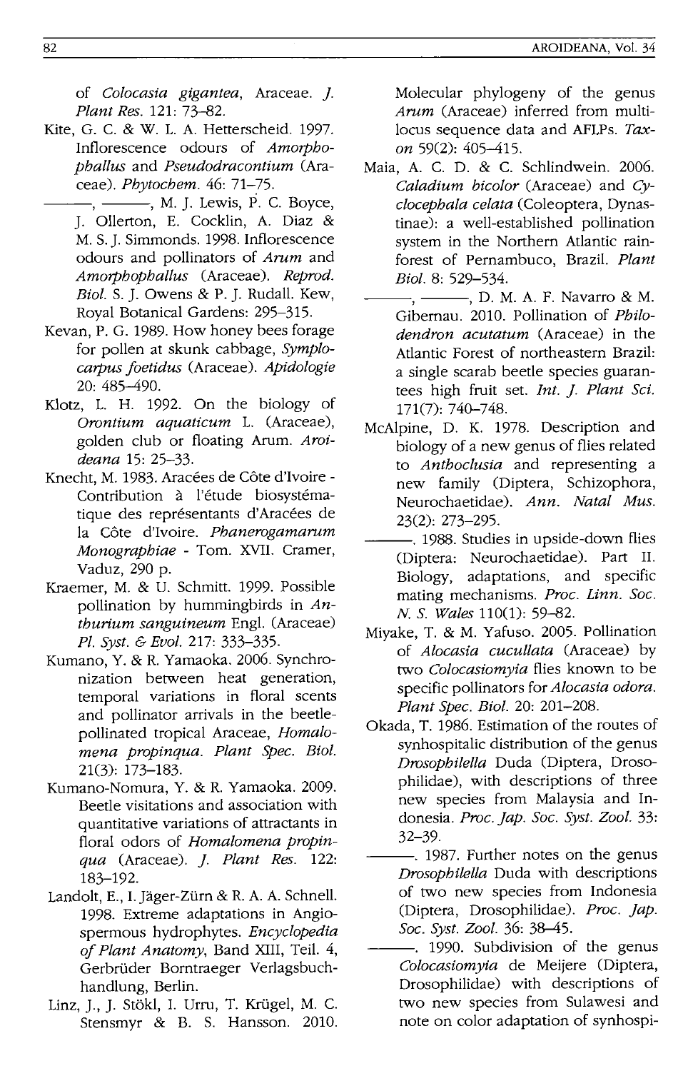of *Colocasia gigantea*, Araceae. *J. Plant Res.* 121: 73–82.

Kite, G. C. & W. L. A. Hetterscheid. 1997. Inflorescence odours of *Amorphophallus* and *Pseudodracontium* (Araceae). *Phytochem.* 46: 71–75.

———, ———, M. J. Lewis, P. C. Boyce, J. Ollerton, E. Cocklin, A. Diaz & M. S. J. Simmonds. 1998. Inflorescence odours and pollinators of *Arum* and *Amorphophallus* (Araceae). *Reprod. Biol.* S. J. Owens & P. J. Rudall. Kew, Royal Botanical Gardens: 295–315.

Kevan, P. G. 1989. How honey bees forage for pollen at skunk cabbage, *Symplocarpus foetidus* (Araceae). *Apidologie* 20: 485–490.

Klotz, L. H. 1992. On the biology of *Orontium aquaticum* L. (Araceae), golden club or floating Arum. *Aroideana* 15: 25–33.

Knecht, M. 1983. Aracées de Côte d'Ivoire - Contribution à l'étude biosystématique des représentants d'Aracées de la Côte d'Ivoire. *Phanerogamarum Monographiae* - Tom. XVII. Cramer, Vaduz, 290 p.

Kraemer, M. & U. Schmitt. 1999. Possible pollination by hummingbirds in *Anthurium sanguineum* Engl. (Araceae) *Pl. Syst. & Evol.* 217: 333–335.

Kumano, Y. & R. Yamaoka. 2006. Synchronization between heat generation, temporal variations in floral scents and pollinator arrivals in the beetle-pollinated tropical Araceae, *Homalomena propinqua*. *Plant Spec. Biol.* 21(3): 173–183.

Kumano-Nomura, Y. & R. Yamaoka. 2009. Beetle visitations and association with quantitative variations of attractants in floral odors of *Homalomena propinqua* (Araceae). *J. Plant Res.* 122: 183–192.

Landolt, E., I. Jäger-Zürn & R. A. A. Schnell. 1998. Extreme adaptations in Angiospermous hydrophytes. *Encyclopedia of Plant Anatomy*, Band XIII, Teil. 4, Gerbrüder Borntraeger Verlagsbuchhandlung, Berlin.

Linz, J., J. Stökl, I. Urru, T. Krügel, M. C. Stensmyr & B. S. Hansson. 2010. Molecular phylogeny of the genus *Arum* (Araceae) inferred from multi-locus sequence data and AFLPs. *Taxon* 59(2): 405–415.

Maia, A. C. D. & C. Schlindwein. 2006. *Caladium bicolor* (Araceae) and *Cyclocephala celata* (Coleoptera, Dynastinae): a well-established pollination system in the Northern Atlantic rainforest of Pernambuco, Brazil. *Plant Biol.* 8: 529–534.

———, ———, D. M. A. F. Navarro & M. Gibernau. 2010. Pollination of *Philodendron acutatum* (Araceae) in the Atlantic Forest of northeastern Brazil: a single scarab beetle species guarantees high fruit set. *Int. J. Plant Sci.* 171(7): 740–748.

McAlpine, D. K. 1978. Description and biology of a new genus of flies related to *Anthoclusia* and representing a new family (Diptera, Schizophora, Neurochaetidae). *Ann. Natal Mus.* 23(2): 273–295.

———. 1988. Studies in upside-down flies (Diptera: Neurochaetidae). Part II. Biology, adaptations, and specific mating mechanisms. *Proc. Linn. Soc. N. S. Wales* 110(1): 59–82.

Miyake, T. & M. Yafuso. 2005. Pollination of *Alocasia cucullata* (Araceae) by two *Colocasiomyia* flies known to be specific pollinators for *Alocasia odora*. *Plant Spec. Biol.* 20: 201–208.

Okada, T. 1986. Estimation of the routes of synhospitalic distribution of the genus *Drosophilella* Duda (Diptera, Drosophilidae), with descriptions of three new species from Malaysia and Indonesia. *Proc. Jap. Soc. Syst. Zool.* 33: 32–39.

———. 1987. Further notes on the genus *Drosophilella* Duda with descriptions of two new species from Indonesia (Diptera, Drosophilidae). *Proc. Jap. Soc. Syst. Zool.* 36: 38–45.

———. 1990. Subdivision of the genus *Colocasiomyia* de Meijere (Diptera, Drosophilidae) with descriptions of two new species from Sulawesi and note on color adaptation of synhospi-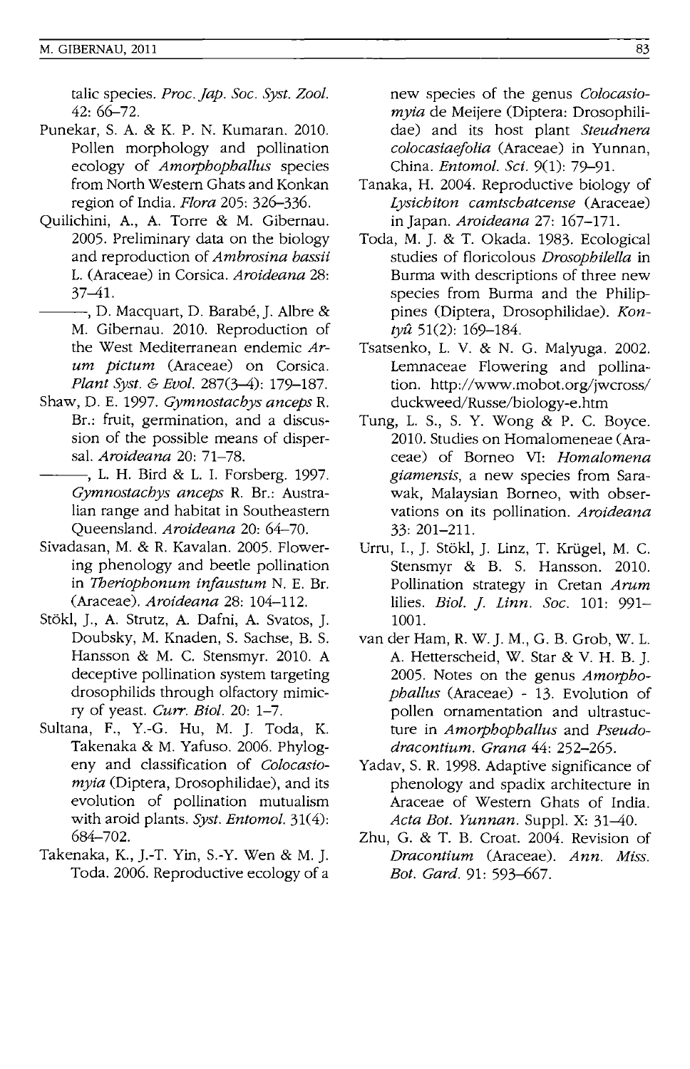talic species. *Proc. Jap. Soc. Syst. Zool.* 42: 66–72.

Punekar, S. A. & K. P. N. Kumaran. 2010. Pollen morphology and pollination ecology of *Amorphophallus* species from North Western Ghats and Konkan region of India. *Flora* 205: 326–336.

Quilichini, A., A. Torre & M. Gibernau. 2005. Preliminary data on the biology and reproduction of *Ambrosina bassii* L. (Araceae) in Corsica. *Aroideana* 28: 37–41.

———, D. Macquart, D. Barabé, J. Albre & M. Gibernau. 2010. Reproduction of the West Mediterranean endemic *Arum pictum* (Araceae) on Corsica. *Plant Syst. & Evol.* 287(3–4): 179–187.

Shaw, D. E. 1997. *Gymnostachys anceps* R. Br.: fruit, germination, and a discussion of the possible means of dispersal. *Aroideana* 20: 71–78.

———, L. H. Bird & L. I. Forsberg. 1997. *Gymnostachys anceps* R. Br.: Australian range and habitat in Southeastern Queensland. *Aroideana* 20: 64–70.

Sivadasan, M. & R. Kavalan. 2005. Flowering phenology and beetle pollination in *Theriophonum infaustum* N. E. Br. (Araceae). *Aroideana* 28: 104–112.

Stökl, J., A. Strutz, A. Dafni, A. Svatos, J. Doubsky, M. Knaden, S. Sachse, B. S. Hansson & M. C. Stensmyr. 2010. A deceptive pollination system targeting drosophilids through olfactory mimicry of yeast. *Curr. Biol.* 20: 1–7.

Sultana, F., Y.-G. Hu, M. J. Toda, K. Takenaka & M. Yafuso. 2006. Phylogeny and classification of *Colocasiomyia* (Diptera, Drosophilidae), and its evolution of pollination mutualism with aroid plants. *Syst. Entomol.* 31(4): 684–702.

Takenaka, K., J.-T. Yin, S.-Y. Wen & M. J. Toda. 2006. Reproductive ecology of a new species of the genus *Colocasiomyia* de Meijere (Diptera: Drosophilidae) and its host plant *Steudnera colocasiaefolia* (Araceae) in Yunnan, China. *Entomol. Sci.* 9(1): 79–91.

Tanaka, H. 2004. Reproductive biology of *Lysichiton camtschatcense* (Araceae) in Japan. *Aroideana* 27: 167–171.

Toda, M. J. & T. Okada. 1983. Ecological studies of floricolous *Drosophilella* in Burma with descriptions of three new species from Burma and the Philippines (Diptera, Drosophilidae). *Kontyû* 51(2): 169–184.

Tsatsenko, L. V. & N. G. Malyuga. 2002. Lemnaceae Flowering and pollination. http://www.mobot.org/jwcross/duckweed/Russe/biology-e.htm

Tung, L. S., S. Y. Wong & P. C. Boyce. 2010. Studies on Homalomeneae (Araceae) of Borneo VI: *Homalomena giamensis*, a new species from Sarawak, Malaysian Borneo, with observations on its pollination. *Aroideana* 33: 201–211.

Urru, I., J. Stökl, J. Linz, T. Krügel, M. C. Stensmyr & B. S. Hansson. 2010. Pollination strategy in Cretan *Arum* lilies. *Biol. J. Linn. Soc.* 101: 991–1001.

van der Ham, R. W. J. M., G. B. Grob, W. L. A. Hetterscheid, W. Star & V. H. B. J. 2005. Notes on the genus *Amorphophallus* (Araceae) - 13. Evolution of pollen ornamentation and ultrastucture in *Amorphophallus* and *Pseudodracontium*. *Grana* 44: 252–265.

Yadav, S. R. 1998. Adaptive significance of phenology and spadix architecture in Araceae of Western Ghats of India. *Acta Bot. Yunnan.* Suppl. X: 31–40.

Zhu, G. & T. B. Croat. 2004. Revision of *Dracontium* (Araceae). *Ann. Miss. Bot. Gard.* 91: 593–667.